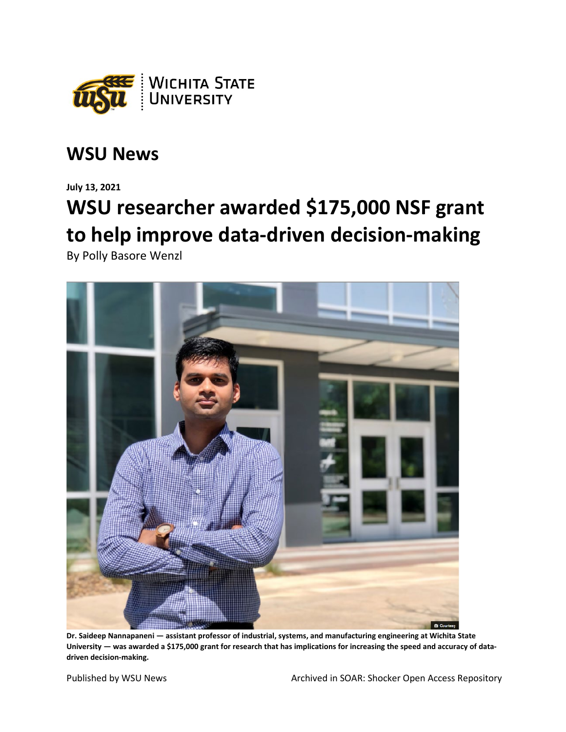# WSU News

**July 13, 2021**

# WSU researcher awarded $175,000 NSF grant to help improve data-driven decision-making

By Polly Basore Wenzl

**Dr. Saideep Nannapaneni — assistant professor of industrial, systems, and manufacturing engineering at Wichita State University — was awarded a $175,000 grant for research that has implications for increasing the speed and accuracy of data-driven decision-making.**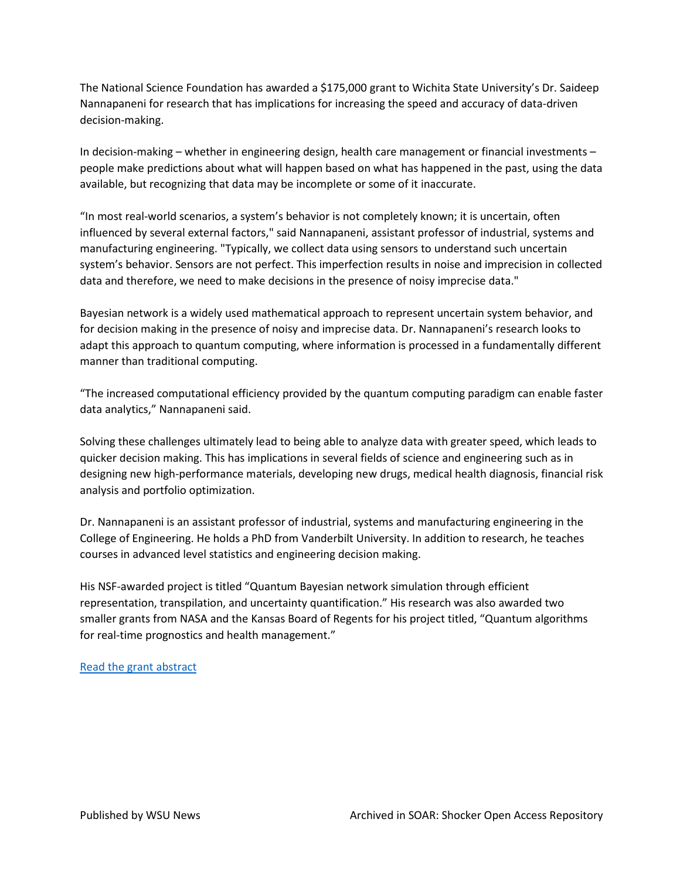The National Science Foundation has awarded a $175,000 grant to Wichita State University's Dr. Saideep Nannapaneni for research that has implications for increasing the speed and accuracy of data-driven decision-making.

In decision-making – whether in engineering design, health care management or financial investments – people make predictions about what will happen based on what has happened in the past, using the data available, but recognizing that data may be incomplete or some of it inaccurate.

"In most real-world scenarios, a system's behavior is not completely known; it is uncertain, often influenced by several external factors," said Nannapaneni, assistant professor of industrial, systems and manufacturing engineering. "Typically, we collect data using sensors to understand such uncertain system's behavior. Sensors are not perfect. This imperfection results in noise and imprecision in collected data and therefore, we need to make decisions in the presence of noisy imprecise data."

Bayesian network is a widely used mathematical approach to represent uncertain system behavior, and for decision making in the presence of noisy and imprecise data. Dr. Nannapaneni's research looks to adapt this approach to quantum computing, where information is processed in a fundamentally different manner than traditional computing.

"The increased computational efficiency provided by the quantum computing paradigm can enable faster data analytics," Nannapaneni said.

Solving these challenges ultimately lead to being able to analyze data with greater speed, which leads to quicker decision making. This has implications in several fields of science and engineering such as in designing new high-performance materials, developing new drugs, medical health diagnosis, financial risk analysis and portfolio optimization.

Dr. Nannapaneni is an assistant professor of industrial, systems and manufacturing engineering in the College of Engineering. He holds a PhD from Vanderbilt University. In addition to research, he teaches courses in advanced level statistics and engineering decision making.

His NSF-awarded project is titled "Quantum Bayesian network simulation through efficient representation, transpilation, and uncertainty quantification." His research was also awarded two smaller grants from NASA and the Kansas Board of Regents for his project titled, "Quantum algorithms for real-time prognostics and health management."

[Read the grant abstract]

Published by WSU News

Archived in SOAR: Shocker Open Access Repository